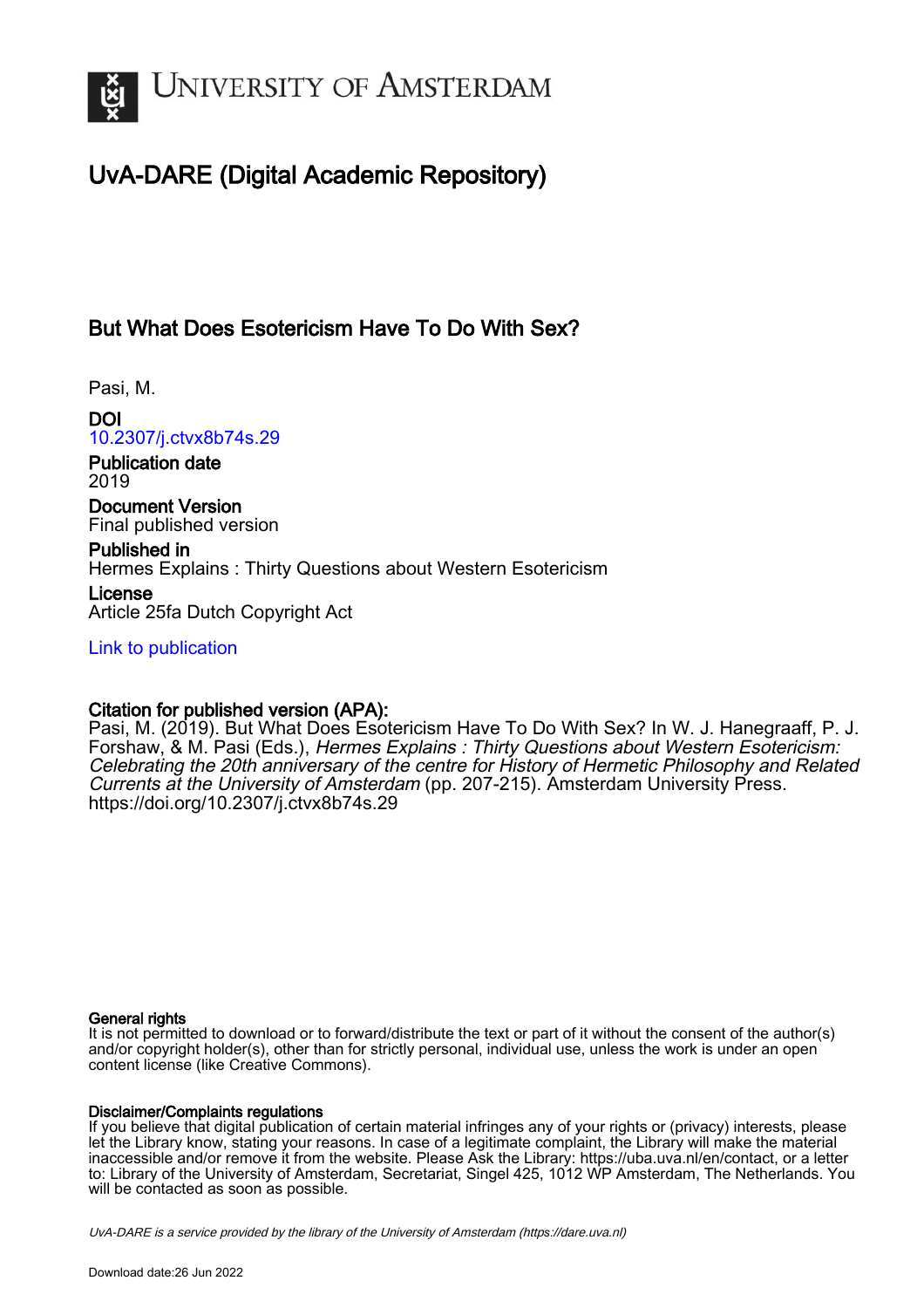# UNIVERSITY OF AMSTERDAM

## UvA-DARE (Digital Academic Repository)

### But What Does Esotericism Have To Do With Sex?

Pasi, M.

**DOI**
10.2307/j.ctvx8b74s.29

**Publication date**
2019

**Document Version**
Final published version

**Published in**
Hermes Explains : Thirty Questions about Western Esotericism

**License**
Article 25fa Dutch Copyright Act

Link to publication

**Citation for published version (APA):**
Pasi, M. (2019). But What Does Esotericism Have To Do With Sex? In W. J. Hanegraaff, P. J. Forshaw, & M. Pasi (Eds.), *Hermes Explains : Thirty Questions about Western Esotericism: Celebrating the 20th anniversary of the centre for History of Hermetic Philosophy and Related Currents at the University of Amsterdam* (pp. 207-215). Amsterdam University Press. https://doi.org/10.2307/j.ctvx8b74s.29

**General rights**
It is not permitted to download or to forward/distribute the text or part of it without the consent of the author(s) and/or copyright holder(s), other than for strictly personal, individual use, unless the work is under an open content license (like Creative Commons).

**Disclaimer/Complaints regulations**
If you believe that digital publication of certain material infringes any of your rights or (privacy) interests, please let the Library know, stating your reasons. In case of a legitimate complaint, the Library will make the material inaccessible and/or remove it from the website. Please Ask the Library: https://uba.uva.nl/en/contact, or a letter to: Library of the University of Amsterdam, Secretariat, Singel 425, 1012 WP Amsterdam, The Netherlands. You will be contacted as soon as possible.

UvA-DARE is a service provided by the library of the University of Amsterdam (https://dare.uva.nl)

Download date:26 Jun 2022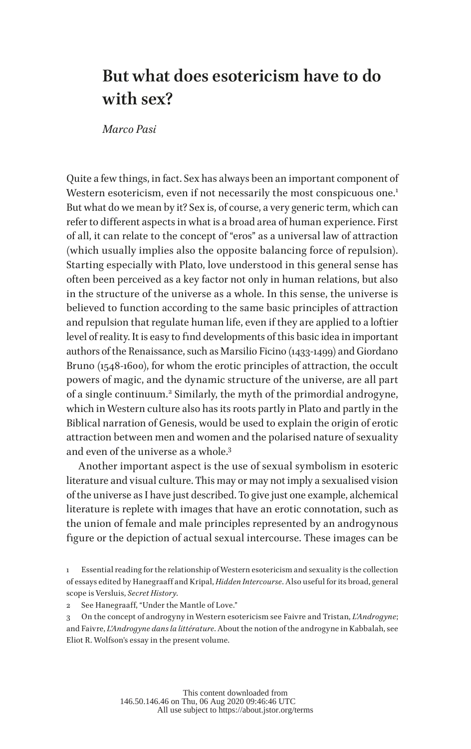# But what does esotericism have to do with sex?

*Marco Pasi*

Quite a few things, in fact. Sex has always been an important component of Western esotericism, even if not necessarily the most conspicuous one.[1] But what do we mean by it? Sex is, of course, a very generic term, which can refer to different aspects in what is a broad area of human experience. First of all, it can relate to the concept of "eros" as a universal law of attraction (which usually implies also the opposite balancing force of repulsion). Starting especially with Plato, love understood in this general sense has often been perceived as a key factor not only in human relations, but also in the structure of the universe as a whole. In this sense, the universe is believed to function according to the same basic principles of attraction and repulsion that regulate human life, even if they are applied to a loftier level of reality. It is easy to find developments of this basic idea in important authors of the Renaissance, such as Marsilio Ficino (1433-1499) and Giordano Bruno (1548-1600), for whom the erotic principles of attraction, the occult powers of magic, and the dynamic structure of the universe, are all part of a single continuum.[2] Similarly, the myth of the primordial androgyne, which in Western culture also has its roots partly in Plato and partly in the Biblical narration of Genesis, would be used to explain the origin of erotic attraction between men and women and the polarised nature of sexuality and even of the universe as a whole.[3]

Another important aspect is the use of sexual symbolism in esoteric literature and visual culture. This may or may not imply a sexualised vision of the universe as I have just described. To give just one example, alchemical literature is replete with images that have an erotic connotation, such as the union of female and male principles represented by an androgynous figure or the depiction of actual sexual intercourse. These images can be

1 Essential reading for the relationship of Western esotericism and sexuality is the collection of essays edited by Hanegraaff and Kripal, *Hidden Intercourse*. Also useful for its broad, general scope is Versluis, *Secret History*.

2 See Hanegraaff, "Under the Mantle of Love."

3 On the concept of androgyny in Western esotericism see Faivre and Tristan, *L'Androgyne*; and Faivre, *L'Androgyne dans la littérature*. About the notion of the androgyne in Kabbalah, see Eliot R. Wolfson's essay in the present volume.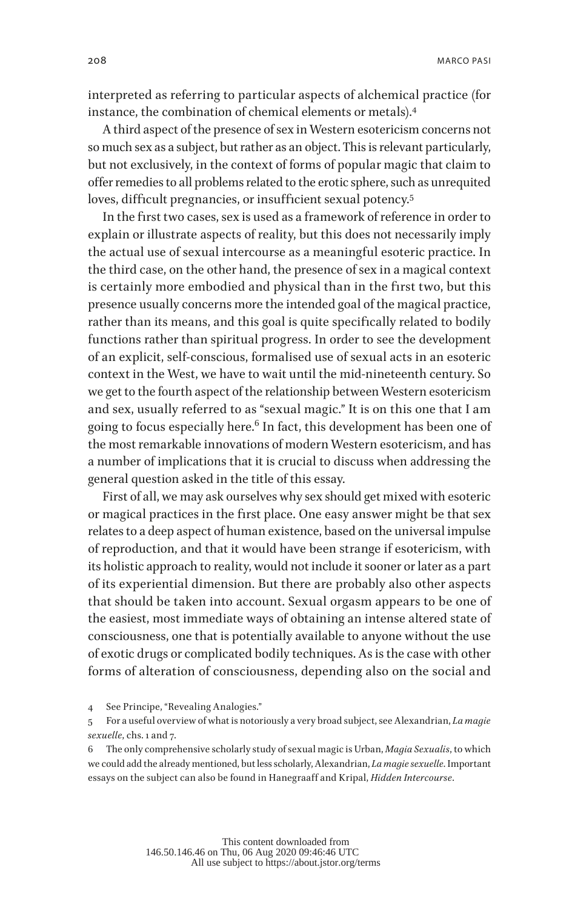interpreted as referring to particular aspects of alchemical practice (for instance, the combination of chemical elements or metals).[4]

A third aspect of the presence of sex in Western esotericism concerns not so much sex as a subject, but rather as an object. This is relevant particularly, but not exclusively, in the context of forms of popular magic that claim to offer remedies to all problems related to the erotic sphere, such as unrequited loves, difficult pregnancies, or insufficient sexual potency.[5]

In the first two cases, sex is used as a framework of reference in order to explain or illustrate aspects of reality, but this does not necessarily imply the actual use of sexual intercourse as a meaningful esoteric practice. In the third case, on the other hand, the presence of sex in a magical context is certainly more embodied and physical than in the first two, but this presence usually concerns more the intended goal of the magical practice, rather than its means, and this goal is quite specifically related to bodily functions rather than spiritual progress. In order to see the development of an explicit, self-conscious, formalised use of sexual acts in an esoteric context in the West, we have to wait until the mid-nineteenth century. So we get to the fourth aspect of the relationship between Western esotericism and sex, usually referred to as "sexual magic." It is on this one that I am going to focus especially here.[6] In fact, this development has been one of the most remarkable innovations of modern Western esotericism, and has a number of implications that it is crucial to discuss when addressing the general question asked in the title of this essay.

First of all, we may ask ourselves why sex should get mixed with esoteric or magical practices in the first place. One easy answer might be that sex relates to a deep aspect of human existence, based on the universal impulse of reproduction, and that it would have been strange if esotericism, with its holistic approach to reality, would not include it sooner or later as a part of its experiential dimension. But there are probably also other aspects that should be taken into account. Sexual orgasm appears to be one of the easiest, most immediate ways of obtaining an intense altered state of consciousness, one that is potentially available to anyone without the use of exotic drugs or complicated bodily techniques. As is the case with other forms of alteration of consciousness, depending also on the social and

---

4 See Principe, "Revealing Analogies."

5 For a useful overview of what is notoriously a very broad subject, see Alexandrian, *La magie sexuelle*, chs. 1 and 7.

6 The only comprehensive scholarly study of sexual magic is Urban, *Magia Sexualis*, to which we could add the already mentioned, but less scholarly, Alexandrian, *La magie sexuelle*. Important essays on the subject can also be found in Hanegraaff and Kripal, *Hidden Intercourse*.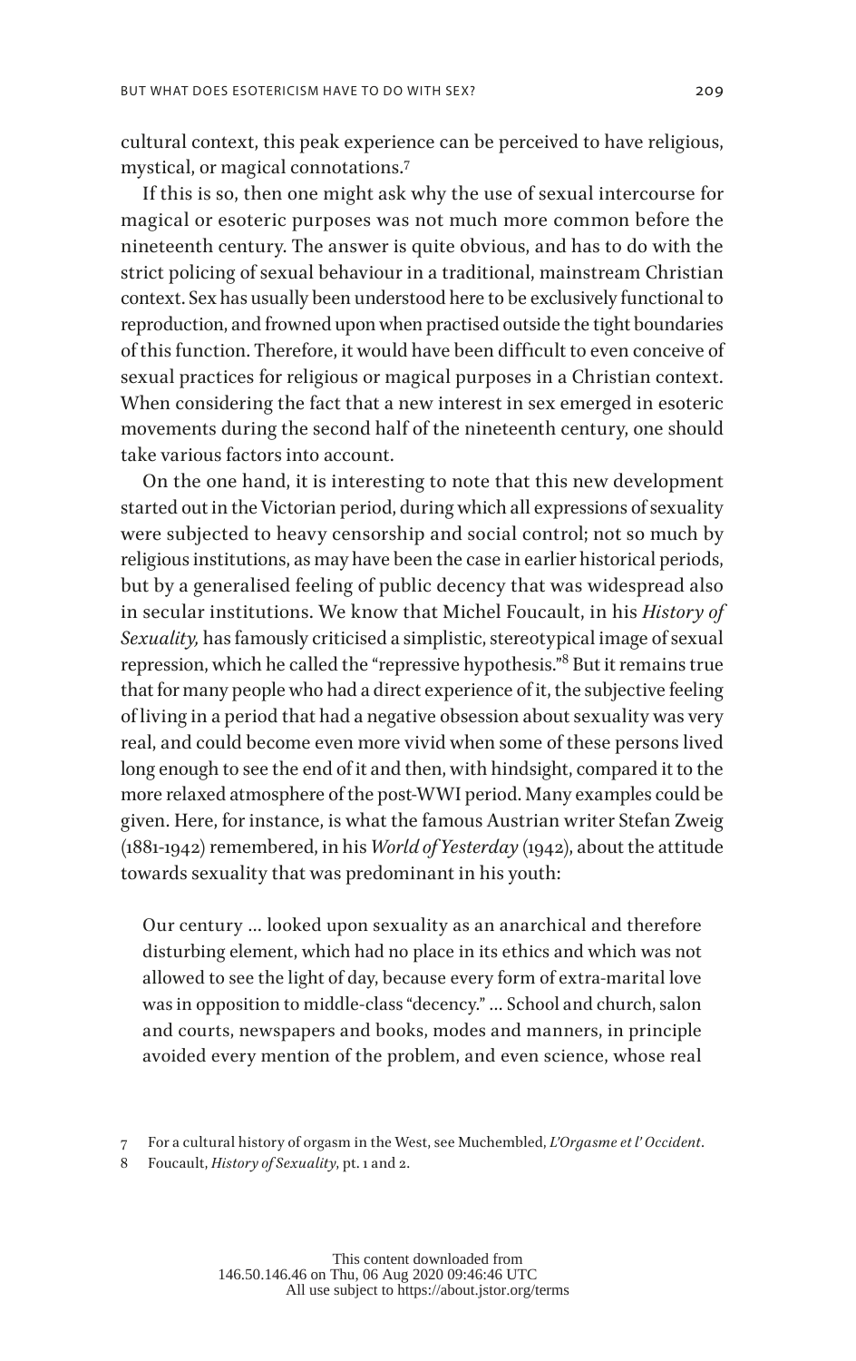cultural context, this peak experience can be perceived to have religious, mystical, or magical connotations.[7]

If this is so, then one might ask why the use of sexual intercourse for magical or esoteric purposes was not much more common before the nineteenth century. The answer is quite obvious, and has to do with the strict policing of sexual behaviour in a traditional, mainstream Christian context. Sex has usually been understood here to be exclusively functional to reproduction, and frowned upon when practised outside the tight boundaries of this function. Therefore, it would have been difficult to even conceive of sexual practices for religious or magical purposes in a Christian context. When considering the fact that a new interest in sex emerged in esoteric movements during the second half of the nineteenth century, one should take various factors into account.

On the one hand, it is interesting to note that this new development started out in the Victorian period, during which all expressions of sexuality were subjected to heavy censorship and social control; not so much by religious institutions, as may have been the case in earlier historical periods, but by a generalised feeling of public decency that was widespread also in secular institutions. We know that Michel Foucault, in his *History of Sexuality,* has famously criticised a simplistic, stereotypical image of sexual repression, which he called the "repressive hypothesis."[8] But it remains true that for many people who had a direct experience of it, the subjective feeling of living in a period that had a negative obsession about sexuality was very real, and could become even more vivid when some of these persons lived long enough to see the end of it and then, with hindsight, compared it to the more relaxed atmosphere of the post-WWI period. Many examples could be given. Here, for instance, is what the famous Austrian writer Stefan Zweig (1881-1942) remembered, in his *World of Yesterday* (1942), about the attitude towards sexuality that was predominant in his youth:

> Our century … looked upon sexuality as an anarchical and therefore disturbing element, which had no place in its ethics and which was not allowed to see the light of day, because every form of extra-marital love was in opposition to middle-class "decency." … School and church, salon and courts, newspapers and books, modes and manners, in principle avoided every mention of the problem, and even science, whose real

7 For a cultural history of orgasm in the West, see Muchembled, *L'Orgasme et l' Occident*.

8 Foucault, *History of Sexuality*, pt. 1 and 2.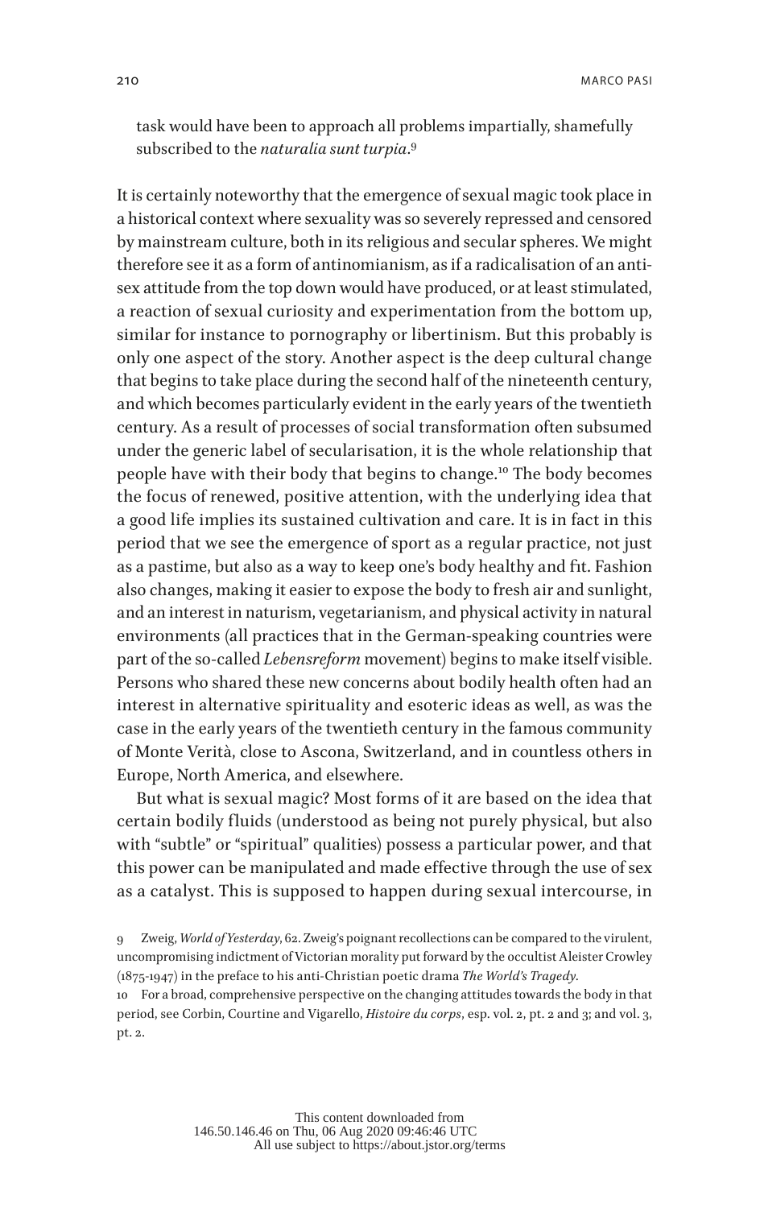task would have been to approach all problems impartially, shamefully subscribed to the *naturalia sunt turpia*.[9]

It is certainly noteworthy that the emergence of sexual magic took place in a historical context where sexuality was so severely repressed and censored by mainstream culture, both in its religious and secular spheres. We might therefore see it as a form of antinomianism, as if a radicalisation of an anti-sex attitude from the top down would have produced, or at least stimulated, a reaction of sexual curiosity and experimentation from the bottom up, similar for instance to pornography or libertinism. But this probably is only one aspect of the story. Another aspect is the deep cultural change that begins to take place during the second half of the nineteenth century, and which becomes particularly evident in the early years of the twentieth century. As a result of processes of social transformation often subsumed under the generic label of secularisation, it is the whole relationship that people have with their body that begins to change.[10] The body becomes the focus of renewed, positive attention, with the underlying idea that a good life implies its sustained cultivation and care. It is in fact in this period that we see the emergence of sport as a regular practice, not just as a pastime, but also as a way to keep one's body healthy and fit. Fashion also changes, making it easier to expose the body to fresh air and sunlight, and an interest in naturism, vegetarianism, and physical activity in natural environments (all practices that in the German-speaking countries were part of the so-called *Lebensreform* movement) begins to make itself visible. Persons who shared these new concerns about bodily health often had an interest in alternative spirituality and esoteric ideas as well, as was the case in the early years of the twentieth century in the famous community of Monte Verità, close to Ascona, Switzerland, and in countless others in Europe, North America, and elsewhere.

But what is sexual magic? Most forms of it are based on the idea that certain bodily fluids (understood as being not purely physical, but also with "subtle" or "spiritual" qualities) possess a particular power, and that this power can be manipulated and made effective through the use of sex as a catalyst. This is supposed to happen during sexual intercourse, in

9 Zweig, *World of Yesterday*, 62. Zweig's poignant recollections can be compared to the virulent, uncompromising indictment of Victorian morality put forward by the occultist Aleister Crowley (1875-1947) in the preface to his anti-Christian poetic drama *The World's Tragedy*.

10 For a broad, comprehensive perspective on the changing attitudes towards the body in that period, see Corbin, Courtine and Vigarello, *Histoire du corps*, esp. vol. 2, pt. 2 and 3; and vol. 3, pt. 2.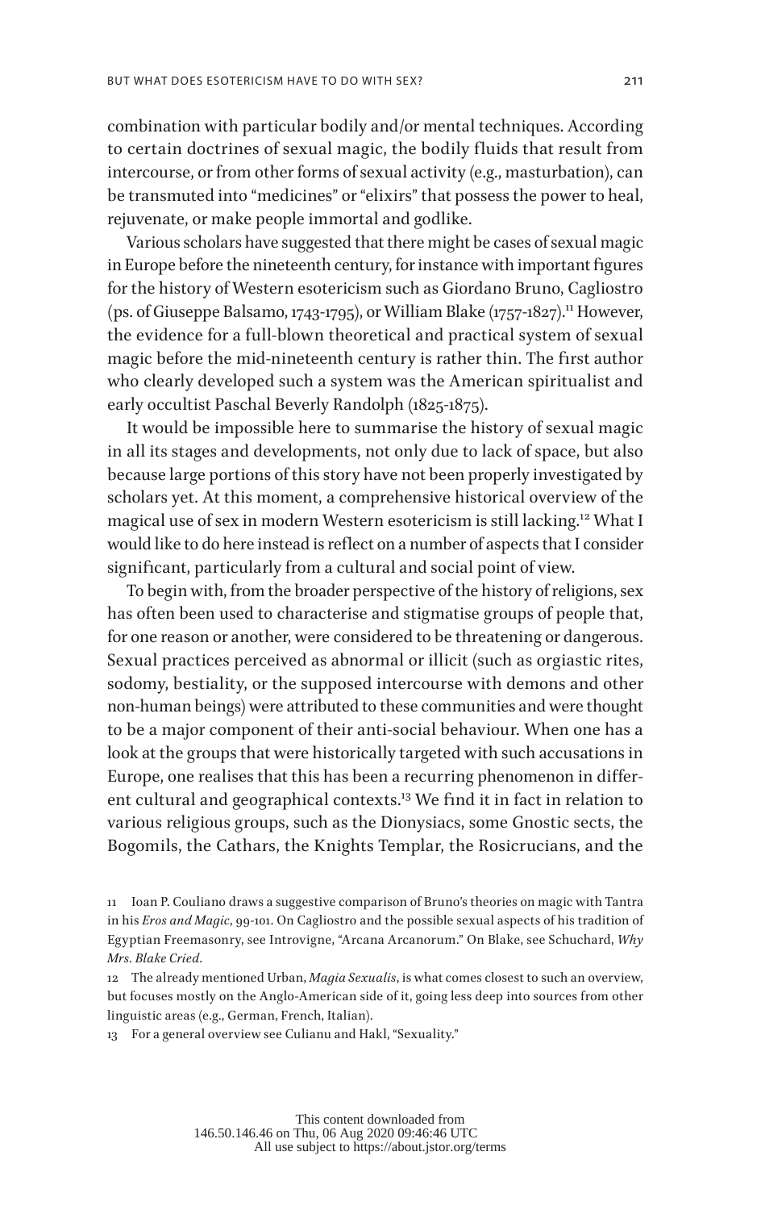combination with particular bodily and/or mental techniques. According to certain doctrines of sexual magic, the bodily fluids that result from intercourse, or from other forms of sexual activity (e.g., masturbation), can be transmuted into "medicines" or "elixirs" that possess the power to heal, rejuvenate, or make people immortal and godlike.

Various scholars have suggested that there might be cases of sexual magic in Europe before the nineteenth century, for instance with important figures for the history of Western esotericism such as Giordano Bruno, Cagliostro (ps. of Giuseppe Balsamo, 1743-1795), or William Blake (1757-1827).[11] However, the evidence for a full-blown theoretical and practical system of sexual magic before the mid-nineteenth century is rather thin. The first author who clearly developed such a system was the American spiritualist and early occultist Paschal Beverly Randolph (1825-1875).

It would be impossible here to summarise the history of sexual magic in all its stages and developments, not only due to lack of space, but also because large portions of this story have not been properly investigated by scholars yet. At this moment, a comprehensive historical overview of the magical use of sex in modern Western esotericism is still lacking.[12] What I would like to do here instead is reflect on a number of aspects that I consider significant, particularly from a cultural and social point of view.

To begin with, from the broader perspective of the history of religions, sex has often been used to characterise and stigmatise groups of people that, for one reason or another, were considered to be threatening or dangerous. Sexual practices perceived as abnormal or illicit (such as orgiastic rites, sodomy, bestiality, or the supposed intercourse with demons and other non-human beings) were attributed to these communities and were thought to be a major component of their anti-social behaviour. When one has a look at the groups that were historically targeted with such accusations in Europe, one realises that this has been a recurring phenomenon in different cultural and geographical contexts.[13] We find it in fact in relation to various religious groups, such as the Dionysiacs, some Gnostic sects, the Bogomils, the Cathars, the Knights Templar, the Rosicrucians, and the

---

11 Ioan P. Couliano draws a suggestive comparison of Bruno's theories on magic with Tantra in his *Eros and Magic*, 99-101. On Cagliostro and the possible sexual aspects of his tradition of Egyptian Freemasonry, see Introvigne, "Arcana Arcanorum." On Blake, see Schuchard, *Why Mrs. Blake Cried*.

12 The already mentioned Urban, *Magia Sexualis*, is what comes closest to such an overview, but focuses mostly on the Anglo-American side of it, going less deep into sources from other linguistic areas (e.g., German, French, Italian).

13 For a general overview see Culianu and Hakl, "Sexuality."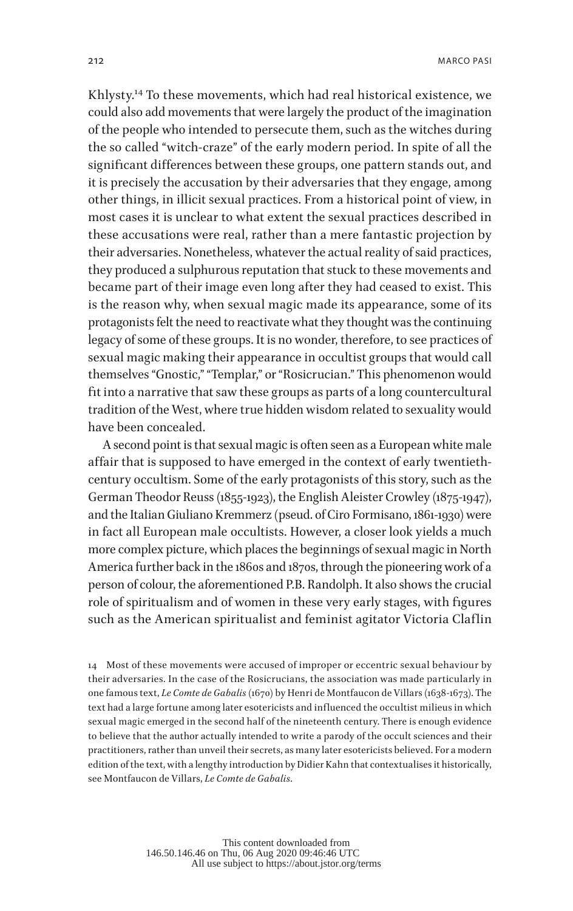Khlysty.[14] To these movements, which had real historical existence, we could also add movements that were largely the product of the imagination of the people who intended to persecute them, such as the witches during the so called "witch-craze" of the early modern period. In spite of all the significant differences between these groups, one pattern stands out, and it is precisely the accusation by their adversaries that they engage, among other things, in illicit sexual practices. From a historical point of view, in most cases it is unclear to what extent the sexual practices described in these accusations were real, rather than a mere fantastic projection by their adversaries. Nonetheless, whatever the actual reality of said practices, they produced a sulphurous reputation that stuck to these movements and became part of their image even long after they had ceased to exist. This is the reason why, when sexual magic made its appearance, some of its protagonists felt the need to reactivate what they thought was the continuing legacy of some of these groups. It is no wonder, therefore, to see practices of sexual magic making their appearance in occultist groups that would call themselves "Gnostic," "Templar," or "Rosicrucian." This phenomenon would fit into a narrative that saw these groups as parts of a long countercultural tradition of the West, where true hidden wisdom related to sexuality would have been concealed.

A second point is that sexual magic is often seen as a European white male affair that is supposed to have emerged in the context of early twentieth-century occultism. Some of the early protagonists of this story, such as the German Theodor Reuss (1855-1923), the English Aleister Crowley (1875-1947), and the Italian Giuliano Kremmerz (pseud. of Ciro Formisano, 1861-1930) were in fact all European male occultists. However, a closer look yields a much more complex picture, which places the beginnings of sexual magic in North America further back in the 1860s and 1870s, through the pioneering work of a person of colour, the aforementioned P.B. Randolph. It also shows the crucial role of spiritualism and of women in these very early stages, with figures such as the American spiritualist and feminist agitator Victoria Claflin

14 Most of these movements were accused of improper or eccentric sexual behaviour by their adversaries. In the case of the Rosicrucians, the association was made particularly in one famous text, *Le Comte de Gabalis* (1670) by Henri de Montfaucon de Villars (1638-1673). The text had a large fortune among later esotericists and influenced the occultist milieus in which sexual magic emerged in the second half of the nineteenth century. There is enough evidence to believe that the author actually intended to write a parody of the occult sciences and their practitioners, rather than unveil their secrets, as many later esotericists believed. For a modern edition of the text, with a lengthy introduction by Didier Kahn that contextualises it historically, see Montfaucon de Villars, *Le Comte de Gabalis*.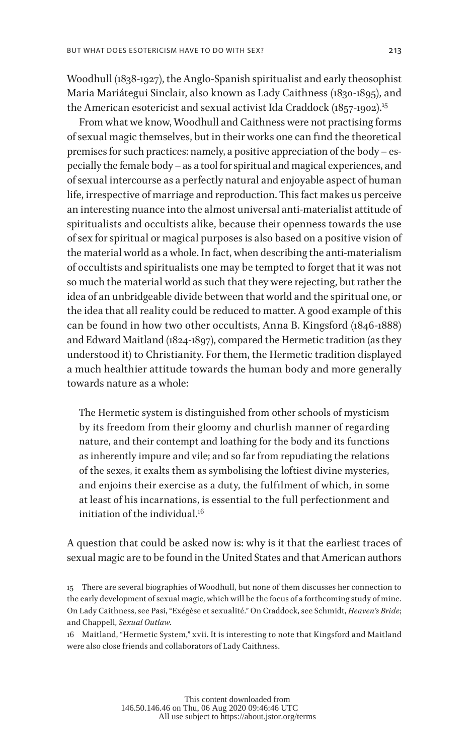Woodhull (1838-1927), the Anglo-Spanish spiritualist and early theosophist Maria Mariátegui Sinclair, also known as Lady Caithness (1830-1895), and the American esotericist and sexual activist Ida Craddock (1857-1902).[15]

From what we know, Woodhull and Caithness were not practising forms of sexual magic themselves, but in their works one can find the theoretical premises for such practices: namely, a positive appreciation of the body – especially the female body – as a tool for spiritual and magical experiences, and of sexual intercourse as a perfectly natural and enjoyable aspect of human life, irrespective of marriage and reproduction. This fact makes us perceive an interesting nuance into the almost universal anti-materialist attitude of spiritualists and occultists alike, because their openness towards the use of sex for spiritual or magical purposes is also based on a positive vision of the material world as a whole. In fact, when describing the anti-materialism of occultists and spiritualists one may be tempted to forget that it was not so much the material world as such that they were rejecting, but rather the idea of an unbridgeable divide between that world and the spiritual one, or the idea that all reality could be reduced to matter. A good example of this can be found in how two other occultists, Anna B. Kingsford (1846-1888) and Edward Maitland (1824-1897), compared the Hermetic tradition (as they understood it) to Christianity. For them, the Hermetic tradition displayed a much healthier attitude towards the human body and more generally towards nature as a whole:

> The Hermetic system is distinguished from other schools of mysticism by its freedom from their gloomy and churlish manner of regarding nature, and their contempt and loathing for the body and its functions as inherently impure and vile; and so far from repudiating the relations of the sexes, it exalts them as symbolising the loftiest divine mysteries, and enjoins their exercise as a duty, the fulfilment of which, in some at least of his incarnations, is essential to the full perfectionment and initiation of the individual.[16]

A question that could be asked now is: why is it that the earliest traces of sexual magic are to be found in the United States and that American authors

15 There are several biographies of Woodhull, but none of them discusses her connection to the early development of sexual magic, which will be the focus of a forthcoming study of mine. On Lady Caithness, see Pasi, "Exégèse et sexualité." On Craddock, see Schmidt, *Heaven's Bride*; and Chappell, *Sexual Outlaw*.

16 Maitland, "Hermetic System," xvii. It is interesting to note that Kingsford and Maitland were also close friends and collaborators of Lady Caithness.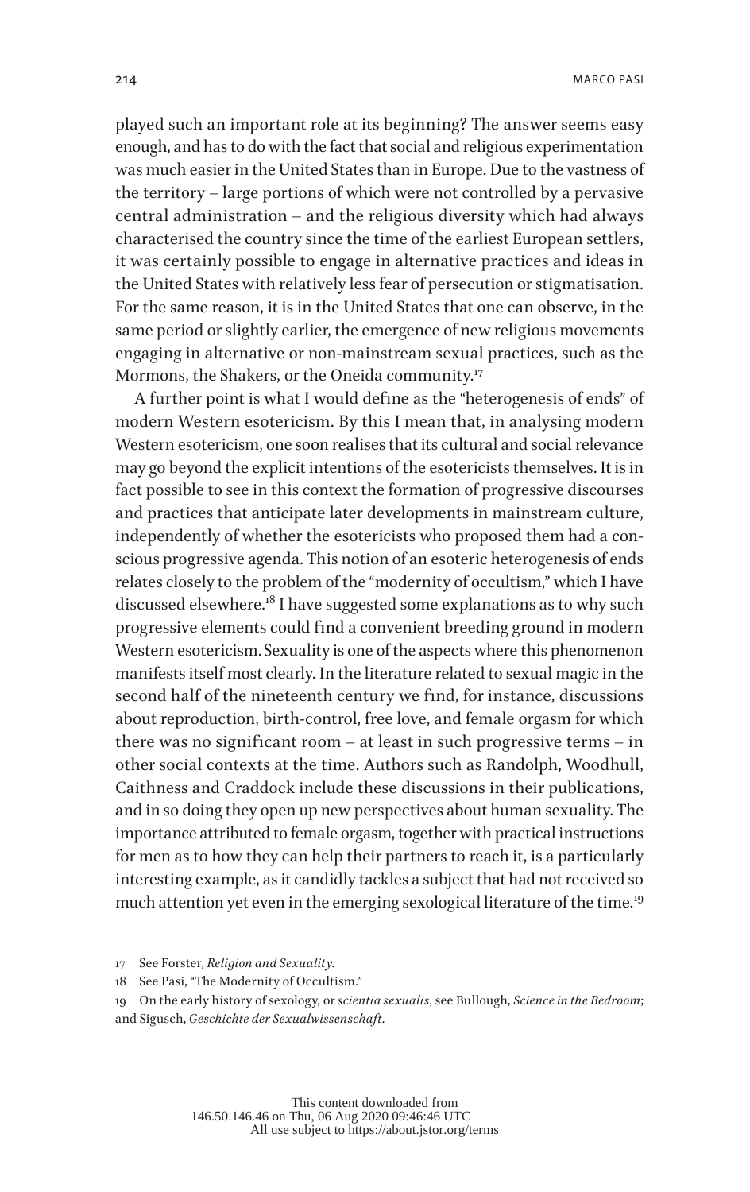played such an important role at its beginning? The answer seems easy enough, and has to do with the fact that social and religious experimentation was much easier in the United States than in Europe. Due to the vastness of the territory – large portions of which were not controlled by a pervasive central administration – and the religious diversity which had always characterised the country since the time of the earliest European settlers, it was certainly possible to engage in alternative practices and ideas in the United States with relatively less fear of persecution or stigmatisation. For the same reason, it is in the United States that one can observe, in the same period or slightly earlier, the emergence of new religious movements engaging in alternative or non-mainstream sexual practices, such as the Mormons, the Shakers, or the Oneida community.[17]

A further point is what I would define as the "heterogenesis of ends" of modern Western esotericism. By this I mean that, in analysing modern Western esotericism, one soon realises that its cultural and social relevance may go beyond the explicit intentions of the esotericists themselves. It is in fact possible to see in this context the formation of progressive discourses and practices that anticipate later developments in mainstream culture, independently of whether the esotericists who proposed them had a conscious progressive agenda. This notion of an esoteric heterogenesis of ends relates closely to the problem of the "modernity of occultism," which I have discussed elsewhere.[18] I have suggested some explanations as to why such progressive elements could find a convenient breeding ground in modern Western esotericism. Sexuality is one of the aspects where this phenomenon manifests itself most clearly. In the literature related to sexual magic in the second half of the nineteenth century we find, for instance, discussions about reproduction, birth-control, free love, and female orgasm for which there was no significant room – at least in such progressive terms – in other social contexts at the time. Authors such as Randolph, Woodhull, Caithness and Craddock include these discussions in their publications, and in so doing they open up new perspectives about human sexuality. The importance attributed to female orgasm, together with practical instructions for men as to how they can help their partners to reach it, is a particularly interesting example, as it candidly tackles a subject that had not received so much attention yet even in the emerging sexological literature of the time.[19]

17 See Forster, *Religion and Sexuality*.

18 See Pasi, "The Modernity of Occultism."

19 On the early history of sexology, or *scientia sexualis*, see Bullough, *Science in the Bedroom*; and Sigusch, *Geschichte der Sexualwissenschaft*.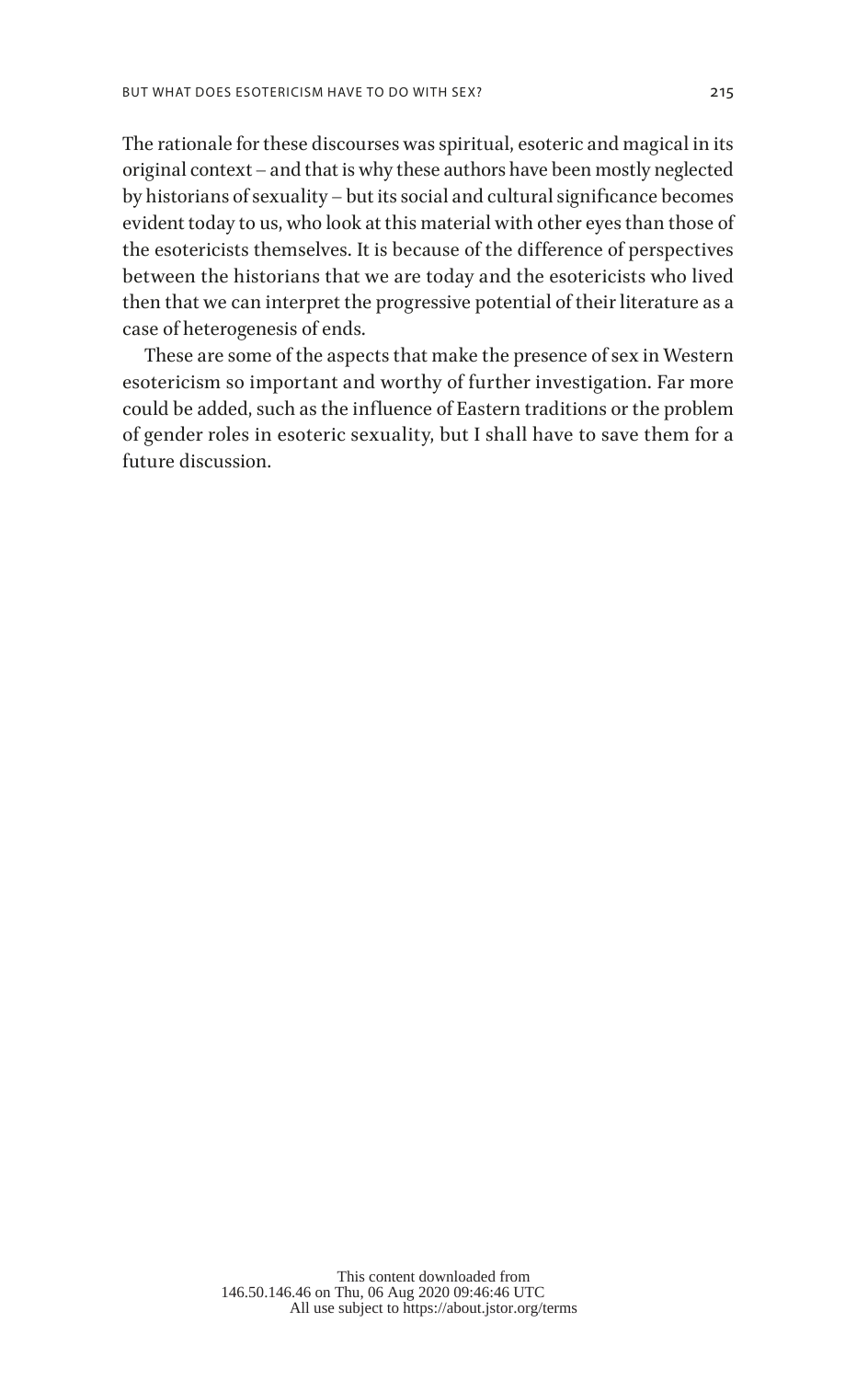The rationale for these discourses was spiritual, esoteric and magical in its original context – and that is why these authors have been mostly neglected by historians of sexuality – but its social and cultural significance becomes evident today to us, who look at this material with other eyes than those of the esotericists themselves. It is because of the difference of perspectives between the historians that we are today and the esotericists who lived then that we can interpret the progressive potential of their literature as a case of heterogenesis of ends.

These are some of the aspects that make the presence of sex in Western esotericism so important and worthy of further investigation. Far more could be added, such as the influence of Eastern traditions or the problem of gender roles in esoteric sexuality, but I shall have to save them for a future discussion.